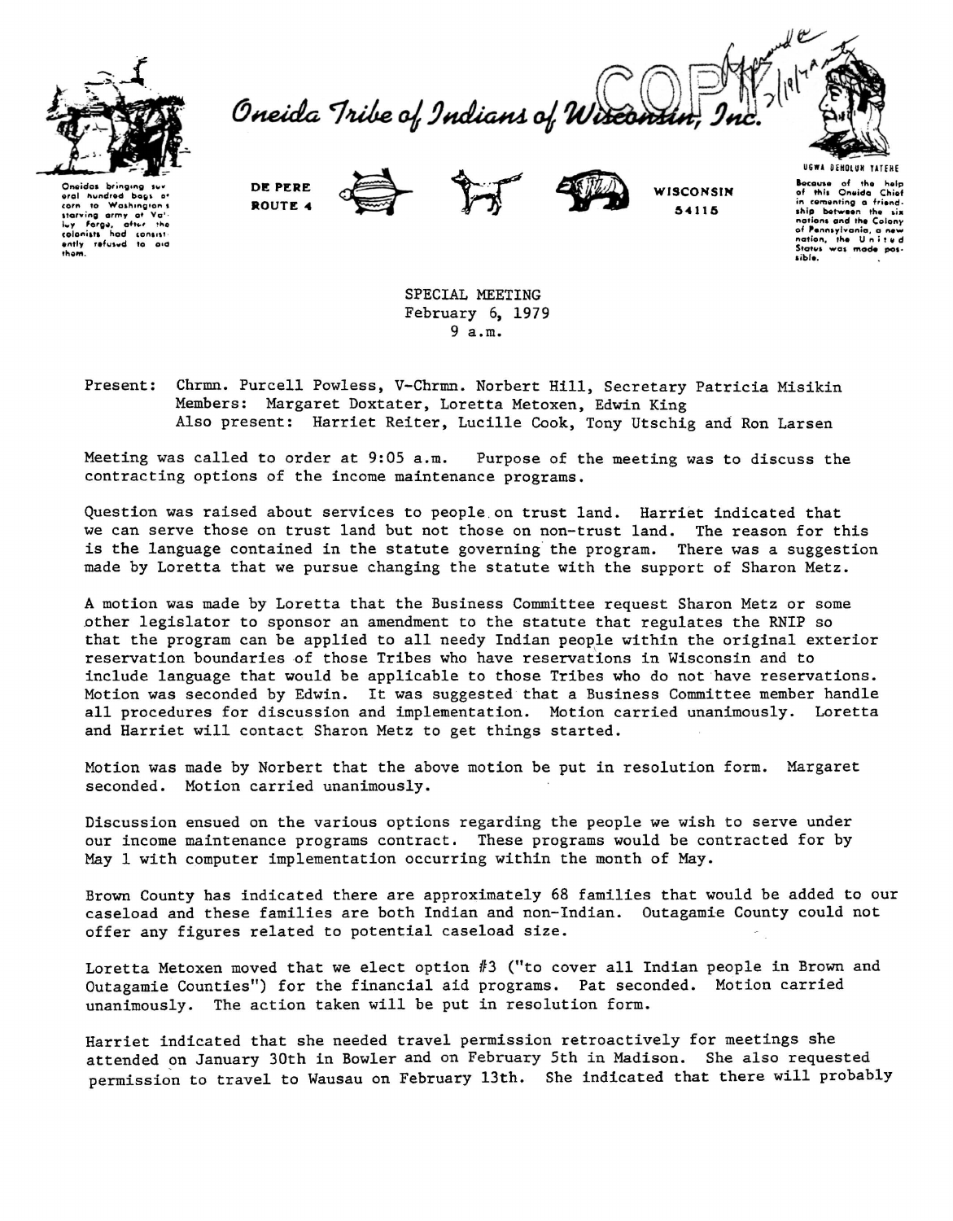Oneida Tribe of Indians of Wisconsin, Inc.

Oneidas bringing several hundred bags of corn to Washington's starving army at Valley Forge, after the colonists had consistently refused to aid them.

DE PERE
ROUTE 4

WISCONSIN
54115

UGWA DEHOLUN YATEHE

Because of the help of this Oneida Chief in cementing a friendship between the six nations and the Colony of Pennsylvania, a new nation, the United States was made possible.

COPY

SPECIAL MEETING
February 6, 1979
9 a.m.

Present: Chrmn. Purcell Powless, V-Chrmn. Norbert Hill, Secretary Patricia Misikin
Members: Margaret Doxtater, Loretta Metoxen, Edwin King
Also present: Harriet Reiter, Lucille Cook, Tony Utschig and Ron Larsen

Meeting was called to order at 9:05 a.m. Purpose of the meeting was to discuss the contracting options of the income maintenance programs.

Question was raised about services to people on trust land. Harriet indicated that we can serve those on trust land but not those on non-trust land. The reason for this is the language contained in the statute governing the program. There was a suggestion made by Loretta that we pursue changing the statute with the support of Sharon Metz.

A motion was made by Loretta that the Business Committee request Sharon Metz or some other legislator to sponsor an amendment to the statute that regulates the RNIP so that the program can be applied to all needy Indian people within the original exterior reservation boundaries of those Tribes who have reservations in Wisconsin and to include language that would be applicable to those Tribes who do not have reservations. Motion was seconded by Edwin. It was suggested that a Business Committee member handle all procedures for discussion and implementation. Motion carried unanimously. Loretta and Harriet will contact Sharon Metz to get things started.

Motion was made by Norbert that the above motion be put in resolution form. Margaret seconded. Motion carried unanimously.

Discussion ensued on the various options regarding the people we wish to serve under our income maintenance programs contract. These programs would be contracted for by May 1 with computer implementation occurring within the month of May.

Brown County has indicated there are approximately 68 families that would be added to our caseload and these families are both Indian and non-Indian. Outagamie County could not offer any figures related to potential caseload size.

Loretta Metoxen moved that we elect option #3 ("to cover all Indian people in Brown and Outagamie Counties") for the financial aid programs. Pat seconded. Motion carried unanimously. The action taken will be put in resolution form.

Harriet indicated that she needed travel permission retroactively for meetings she attended on January 30th in Bowler and on February 5th in Madison. She also requested permission to travel to Wausau on February 13th. She indicated that there will probably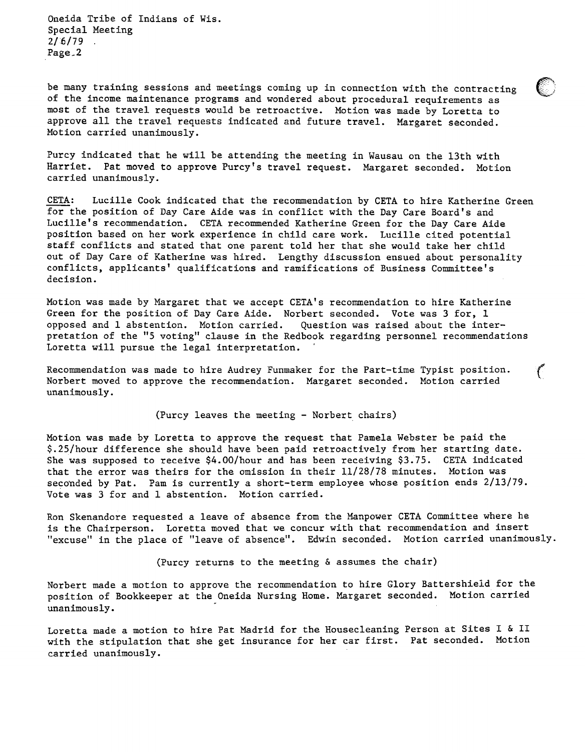be many training sessions and meetings coming up in connection with the contracting of the income maintenance programs and wondered about procedural requirements as most of the travel requests would be retroactive. Motion was made by Loretta to approve all the travel requests indicated and future travel. Margaret seconded. Motion carried unanimously.

Purcy indicated that he will be attending the meeting in Wausau on the 13th with Harriet. Pat moved to approve Purcy's travel request. Margaret seconded. Motion carried unanimously.

CETA: Lucille Cook indicated that the recommendation by CETA to hire Katherine Green for the position of Day Care Aide was in conflict with the Day Care Board's and Lucille's recommendation. CETA recommended Katherine Green for the Day Care Aide position based on her work experience in child care work. Lucille cited potential staff conflicts and stated that one parent told her that she would take her child out of Day Care of Katherine was hired. Lengthy discussion ensued about personality conflicts, applicants' qualifications and ramifications of Business Committee's decision.

Motion was made by Margaret that we accept CETA's recommendation to hire Katherine Green for the position of Day Care Aide. Norbert seconded. Vote was 3 for, 1 opposed and 1 abstention. Motion carried. Question was raised about the interpretation of the "5 voting" clause in the Redbook regarding personnel recommendations Loretta will pursue the legal interpretation.

Recommendation was made to hire Audrey Funmaker for the Part-time Typist position. Norbert moved to approve the recommendation. Margaret seconded. Motion carried unanimously.

(Purcy leaves the meeting - Norbert chairs)

Motion was made by Loretta to approve the request that Pamela Webster be paid the $.25/hour difference she should have been paid retroactively from her starting date. She was supposed to receive $4.00/hour and has been receiving $3.75. CETA indicated that the error was theirs for the omission in their 11/28/78 minutes. Motion was seconded by Pat. Pam is currently a short-term employee whose position ends 2/13/79. Vote was 3 for and 1 abstention. Motion carried.

Ron Skenandore requested a leave of absence from the Manpower CETA Committee where he is the Chairperson. Loretta moved that we concur with that recommendation and insert "excuse" in the place of "leave of absence". Edwin seconded. Motion carried unanimously.

(Purcy returns to the meeting & assumes the chair)

Norbert made a motion to approve the recommendation to hire Glory Battershield for the position of Bookkeeper at the Oneida Nursing Home. Margaret seconded. Motion carried unanimously.

Loretta made a motion to hire Pat Madrid for the Housecleaning Person at Sites I & II with the stipulation that she get insurance for her car first. Pat seconded. Motion carried unanimously.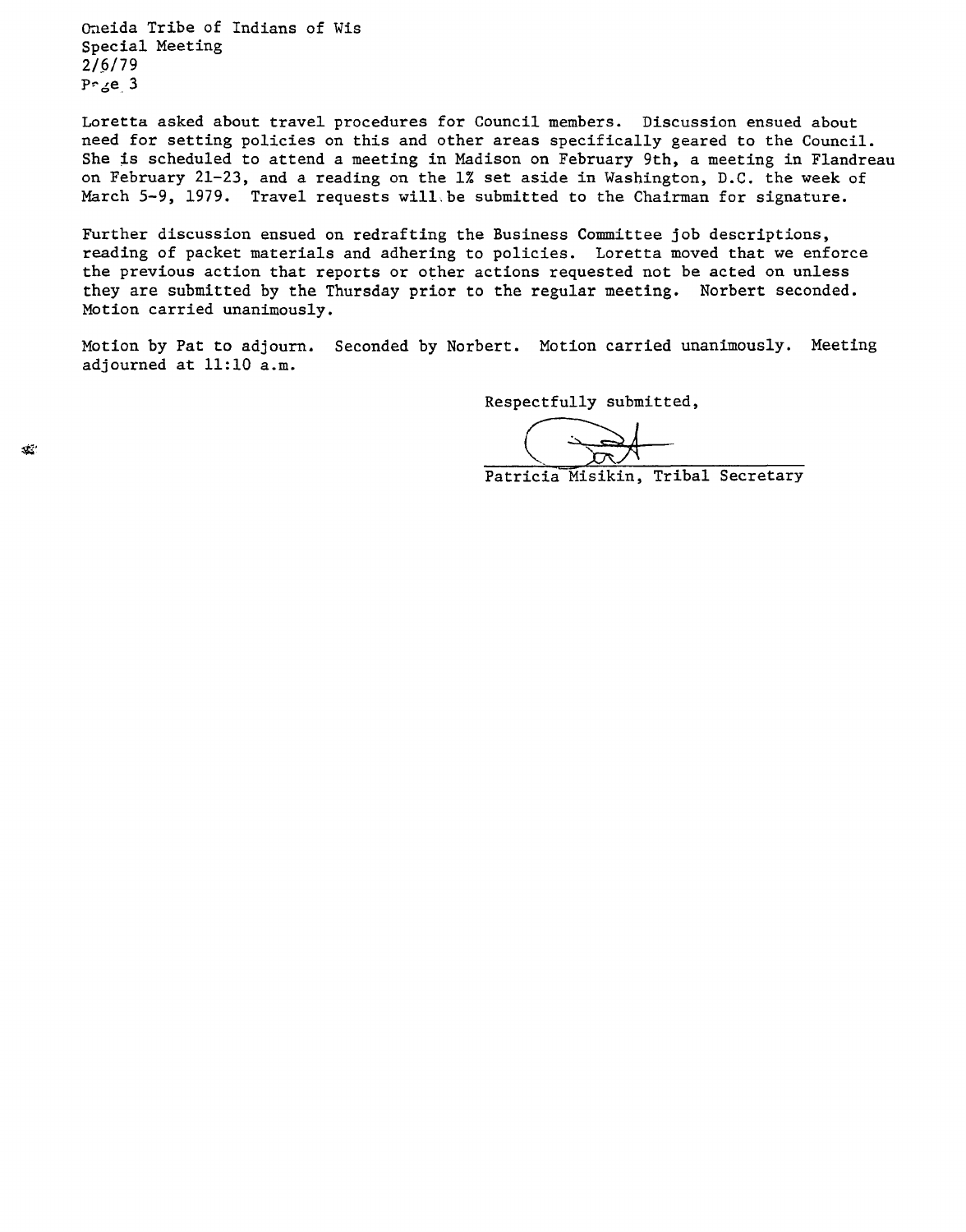Loretta asked about travel procedures for Council members. Discussion ensued about need for setting policies on this and other areas specifically geared to the Council. She is scheduled to attend a meeting in Madison on February 9th, a meeting in Flandreau on February 21-23, and a reading on the 1% set aside in Washington, D.C. the week of March 5-9, 1979. Travel requests will be submitted to the Chairman for signature.

Further discussion ensued on redrafting the Business Committee job descriptions, reading of packet materials and adhering to policies. Loretta moved that we enforce the previous action that reports or other actions requested not be acted on unless they are submitted by the Thursday prior to the regular meeting. Norbert seconded. Motion carried unanimously.

Motion by Pat to adjourn. Seconded by Norbert. Motion carried unanimously. Meeting adjourned at 11:10 a.m.

Respectfully submitted,

Patricia Misikin, Tribal Secretary